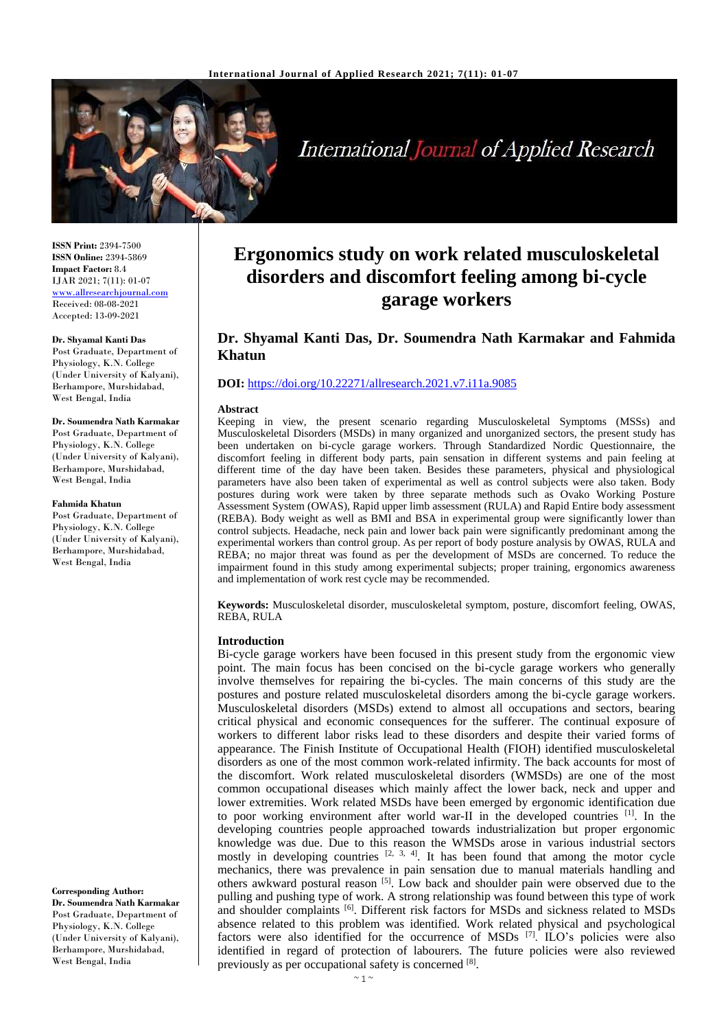ISSN Print: 2394-7500
ISSN Online: 2394-5869
Impact Factor: 8.4
IJAR 2021; 7(11): 01-07
www.allresearchjournal.com
Received: 08-08-2021
Accepted: 13-09-2021

**Dr. Shyamal Kanti Das**
Post Graduate, Department of Physiology, K.N. College (Under University of Kalyani), Berhampore, Murshidabad, West Bengal, India

**Dr. Soumendra Nath Karmakar**
Post Graduate, Department of Physiology, K.N. College (Under University of Kalyani), Berhampore, Murshidabad, West Bengal, India

**Fahmida Khatun**
Post Graduate, Department of Physiology, K.N. College (Under University of Kalyani), Berhampore, Murshidabad, West Bengal, India

**Corresponding Author:**
**Dr. Soumendra Nath Karmakar**
Post Graduate, Department of Physiology, K.N. College (Under University of Kalyani), Berhampore, Murshidabad, West Bengal, India

# Ergonomics study on work related musculoskeletal disorders and discomfort feeling among bi-cycle garage workers

## Dr. Shyamal Kanti Das, Dr. Soumendra Nath Karmakar and Fahmida Khatun

**DOI:** https://doi.org/10.22271/allresearch.2021.v7.i11a.9085

### Abstract

Keeping in view, the present scenario regarding Musculoskeletal Symptoms (MSSs) and Musculoskeletal Disorders (MSDs) in many organized and unorganized sectors, the present study has been undertaken on bi-cycle garage workers. Through Standardized Nordic Questionnaire, the discomfort feeling in different body parts, pain sensation in different systems and pain feeling at different time of the day have been taken. Besides these parameters, physical and physiological parameters have also been taken of experimental as well as control subjects were also taken. Body postures during work were taken by three separate methods such as Ovako Working Posture Assessment System (OWAS), Rapid upper limb assessment (RULA) and Rapid Entire body assessment (REBA). Body weight as well as BMI and BSA in experimental group were significantly lower than control subjects. Headache, neck pain and lower back pain were significantly predominant among the experimental workers than control group. As per report of body posture analysis by OWAS, RULA and REBA; no major threat was found as per the development of MSDs are concerned. To reduce the impairment found in this study among experimental subjects; proper training, ergonomics awareness and implementation of work rest cycle may be recommended.

**Keywords:** Musculoskeletal disorder, musculoskeletal symptom, posture, discomfort feeling, OWAS, REBA, RULA

### Introduction

Bi-cycle garage workers have been focused in this present study from the ergonomic view point. The main focus has been concised on the bi-cycle garage workers who generally involve themselves for repairing the bi-cycles. The main concerns of this study are the postures and posture related musculoskeletal disorders among the bi-cycle garage workers. Musculoskeletal disorders (MSDs) extend to almost all occupations and sectors, bearing critical physical and economic consequences for the sufferer. The continual exposure of workers to different labor risks lead to these disorders and despite their varied forms of appearance. The Finish Institute of Occupational Health (FIOH) identified musculoskeletal disorders as one of the most common work-related infirmity. The back accounts for most of the discomfort. Work related musculoskeletal disorders (WMSDs) are one of the most common occupational diseases which mainly affect the lower back, neck and upper and lower extremities. Work related MSDs have been emerged by ergonomic identification due to poor working environment after world war-II in the developed countries [1]. In the developing countries people approached towards industrialization but proper ergonomic knowledge was due. Due to this reason the WMSDs arose in various industrial sectors mostly in developing countries [2, 3, 4]. It has been found that among the motor cycle mechanics, there was prevalence in pain sensation due to manual materials handling and others awkward postural reason [5]. Low back and shoulder pain were observed due to the pulling and pushing type of work. A strong relationship was found between this type of work and shoulder complaints [6]. Different risk factors for MSDs and sickness related to MSDs absence related to this problem was identified. Work related physical and psychological factors were also identified for the occurrence of MSDs [7]. ILO's policies were also identified in regard of protection of labourers. The future policies were also reviewed previously as per occupational safety is concerned [8].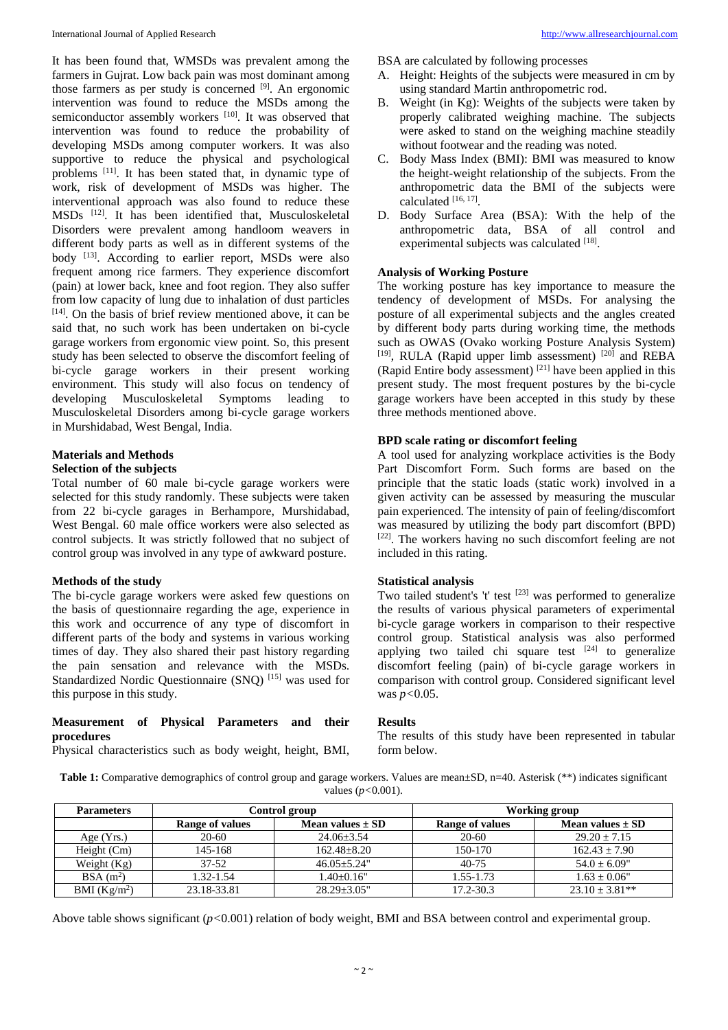It has been found that, WMSDs was prevalent among the farmers in Gujrat. Low back pain was most dominant among those farmers as per study is concerned [9]. An ergonomic intervention was found to reduce the MSDs among the semiconductor assembly workers [10]. It was observed that intervention was found to reduce the probability of developing MSDs among computer workers. It was also supportive to reduce the physical and psychological problems [11]. It has been stated that, in dynamic type of work, risk of development of MSDs was higher. The interventional approach was also found to reduce these MSDs [12]. It has been identified that, Musculoskeletal Disorders were prevalent among handloom weavers in different body parts as well as in different systems of the body [13]. According to earlier report, MSDs were also frequent among rice farmers. They experience discomfort (pain) at lower back, knee and foot region. They also suffer from low capacity of lung due to inhalation of dust particles [14]. On the basis of brief review mentioned above, it can be said that, no such work has been undertaken on bi-cycle garage workers from ergonomic view point. So, this present study has been selected to observe the discomfort feeling of bi-cycle garage workers in their present working environment. This study will also focus on tendency of developing Musculoskeletal Symptoms leading to Musculoskeletal Disorders among bi-cycle garage workers in Murshidabad, West Bengal, India.

## Materials and Methods

### Selection of the subjects

Total number of 60 male bi-cycle garage workers were selected for this study randomly. These subjects were taken from 22 bi-cycle garages in Berhampore, Murshidabad, West Bengal. 60 male office workers were also selected as control subjects. It was strictly followed that no subject of control group was involved in any type of awkward posture.

### Methods of the study

The bi-cycle garage workers were asked few questions on the basis of questionnaire regarding the age, experience in this work and occurrence of any type of discomfort in different parts of the body and systems in various working times of day. They also shared their past history regarding the pain sensation and relevance with the MSDs. Standardized Nordic Questionnaire (SNQ) [15] was used for this purpose in this study.

### Measurement of Physical Parameters and their procedures

Physical characteristics such as body weight, height, BMI, BSA are calculated by following processes

A. Height: Heights of the subjects were measured in cm by using standard Martin anthropometric rod.
B. Weight (in Kg): Weights of the subjects were taken by properly calibrated weighing machine. The subjects were asked to stand on the weighing machine steadily without footwear and the reading was noted.
C. Body Mass Index (BMI): BMI was measured to know the height-weight relationship of the subjects. From the anthropometric data the BMI of the subjects were calculated [16, 17].
D. Body Surface Area (BSA): With the help of the anthropometric data, BSA of all control and experimental subjects was calculated [18].

### Analysis of Working Posture

The working posture has key importance to measure the tendency of development of MSDs. For analysing the posture of all experimental subjects and the angles created by different body parts during working time, the methods such as OWAS (Ovako working Posture Analysis System) [19], RULA (Rapid upper limb assessment) [20] and REBA (Rapid Entire body assessment) [21] have been applied in this present study. The most frequent postures by the bi-cycle garage workers have been accepted in this study by these three methods mentioned above.

### BPD scale rating or discomfort feeling

A tool used for analyzing workplace activities is the Body Part Discomfort Form. Such forms are based on the principle that the static loads (static work) involved in a given activity can be assessed by measuring the muscular pain experienced. The intensity of pain of feeling/discomfort was measured by utilizing the body part discomfort (BPD) [22]. The workers having no such discomfort feeling are not included in this rating.

### Statistical analysis

Two tailed student's 't' test [23] was performed to generalize the results of various physical parameters of experimental bi-cycle garage workers in comparison to their respective control group. Statistical analysis was also performed applying two tailed chi square test [24] to generalize discomfort feeling (pain) of bi-cycle garage workers in comparison with control group. Considered significant level was $p<0.05$.

## Results

The results of this study have been represented in tabular form below.

**Table 1:** Comparative demographics of control group and garage workers. Values are mean±SD, n=40. Asterisk (**) indicates significant values ($p<0.001$).

| Parameters | Control group | | Working group | |
|---|---|---|---|---|
| | Range of values | Mean values ± SD | Range of values | Mean values ± SD |
| Age (Yrs.) | 20-60 | 24.06±3.54 | 20-60 | 29.20 ± 7.15 |
| Height (Cm) | 145-168 | 162.48±8.20 | 150-170 | 162.43 ± 7.90 |
| Weight (Kg) | 37-52 | 46.05±5.24" | 40-75 | 54.0 ± 6.09" |
| BSA ($m^2$) | 1.32-1.54 | 1.40±0.16" | 1.55-1.73 | 1.63 ± 0.06" |
| BMI ($Kg/m^2$) | 23.18-33.81 | 28.29±3.05" | 17.2-30.3 | 23.10 ± 3.81** |

Above table shows significant ($p<0.001$) relation of body weight, BMI and BSA between control and experimental group.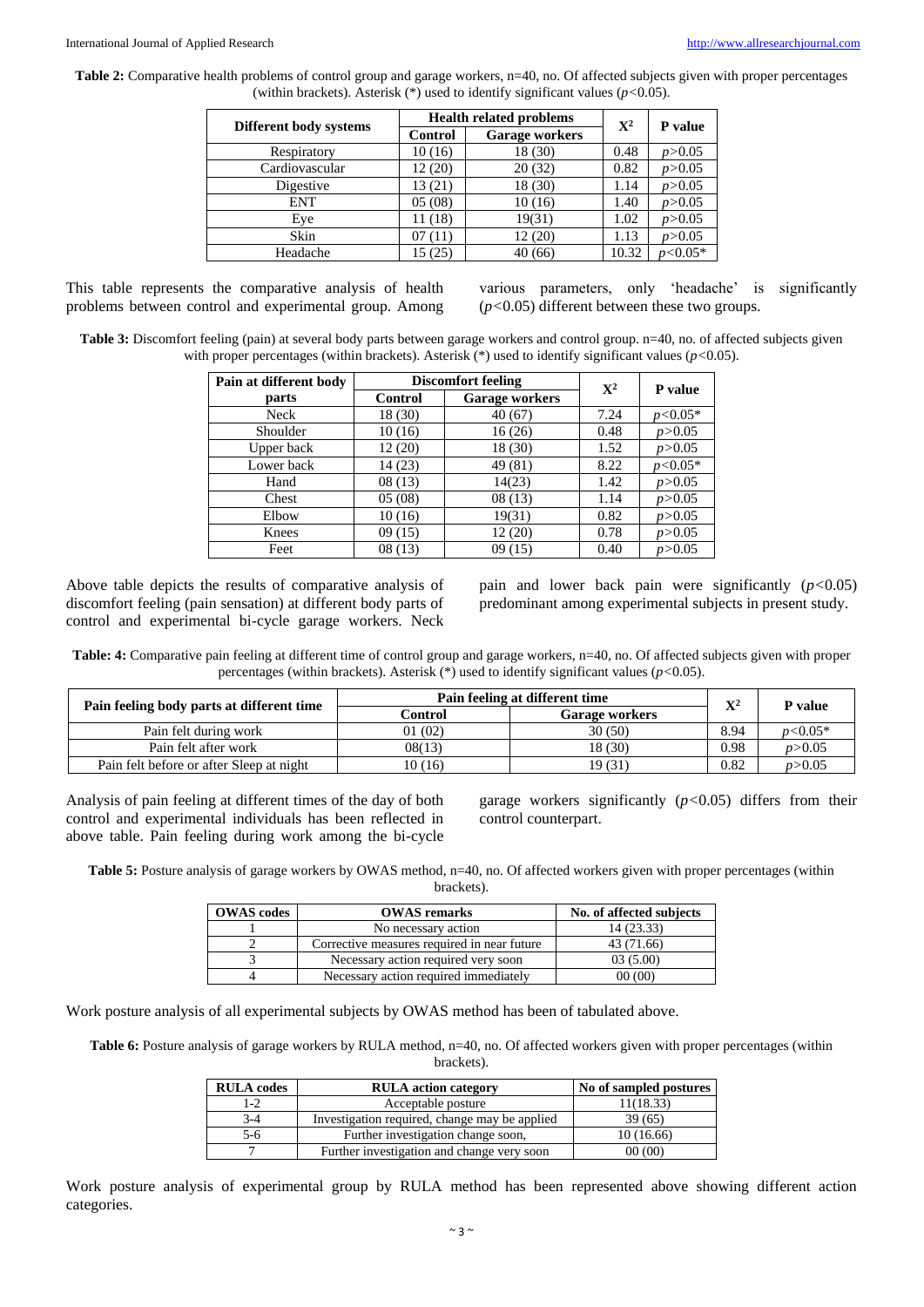**Table 2:** Comparative health problems of control group and garage workers, n=40, no. Of affected subjects given with proper percentages (within brackets). Asterisk (*) used to identify significant values ($p<0.05$).

| Different body systems | Health related problems | | $X^2$ | P value |
|---|---|---|---|---|
| | Control | Garage workers | | |
| Respiratory | 10 (16) | 18 (30) | 0.48 | $p>0.05$ |
| Cardiovascular | 12 (20) | 20 (32) | 0.82 | $p>0.05$ |
| Digestive | 13 (21) | 18 (30) | 1.14 | $p>0.05$ |
| ENT | 05 (08) | 10 (16) | 1.40 | $p>0.05$ |
| Eye | 11 (18) | 19(31) | 1.02 | $p>0.05$ |
| Skin | 07 (11) | 12 (20) | 1.13 | $p>0.05$ |
| Headache | 15 (25) | 40 (66) | 10.32 | $p<0.05$* |

This table represents the comparative analysis of health problems between control and experimental group. Among various parameters, only 'headache' is significantly ($p<0.05$) different between these two groups.

**Table 3:** Discomfort feeling (pain) at several body parts between garage workers and control group. n=40, no. of affected subjects given with proper percentages (within brackets). Asterisk (*) used to identify significant values ($p<0.05$).

| Pain at different body parts | Discomfort feeling | | $X^2$ | P value |
|---|---|---|---|---|
| | Control | Garage workers | | |
| Neck | 18 (30) | 40 (67) | 7.24 | $p<0.05$* |
| Shoulder | 10 (16) | 16 (26) | 0.48 | $p>0.05$ |
| Upper back | 12 (20) | 18 (30) | 1.52 | $p>0.05$ |
| Lower back | 14 (23) | 49 (81) | 8.22 | $p<0.05$* |
| Hand | 08 (13) | 14(23) | 1.42 | $p>0.05$ |
| Chest | 05 (08) | 08 (13) | 1.14 | $p>0.05$ |
| Elbow | 10 (16) | 19(31) | 0.82 | $p>0.05$ |
| Knees | 09 (15) | 12 (20) | 0.78 | $p>0.05$ |
| Feet | 08 (13) | 09 (15) | 0.40 | $p>0.05$ |

Above table depicts the results of comparative analysis of discomfort feeling (pain sensation) at different body parts of control and experimental bi-cycle garage workers. Neck pain and lower back pain were significantly ($p<0.05$) predominant among experimental subjects in present study.

**Table: 4:** Comparative pain feeling at different time of control group and garage workers, n=40, no. Of affected subjects given with proper percentages (within brackets). Asterisk (*) used to identify significant values ($p<0.05$).

| Pain feeling body parts at different time | Pain feeling at different time | | $X^2$ | P value |
|---|---|---|---|---|
| | Control | Garage workers | | |
| Pain felt during work | 01 (02) | 30 (50) | 8.94 | $p<0.05$* |
| Pain felt after work | 08(13) | 18 (30) | 0.98 | $p>0.05$ |
| Pain felt before or after Sleep at night | 10 (16) | 19 (31) | 0.82 | $p>0.05$ |

Analysis of pain feeling at different times of the day of both control and experimental individuals has been reflected in above table. Pain feeling during work among the bi-cycle garage workers significantly ($p<0.05$) differs from their control counterpart.

**Table 5:** Posture analysis of garage workers by OWAS method, n=40, no. Of affected workers given with proper percentages (within brackets).

| OWAS codes | OWAS remarks | No. of affected subjects |
|---|---|---|
| 1 | No necessary action | 14 (23.33) |
| 2 | Corrective measures required in near future | 43 (71.66) |
| 3 | Necessary action required very soon | 03 (5.00) |
| 4 | Necessary action required immediately | 00 (00) |

Work posture analysis of all experimental subjects by OWAS method has been of tabulated above.

**Table 6:** Posture analysis of garage workers by RULA method, n=40, no. Of affected workers given with proper percentages (within brackets).

| RULA codes | RULA action category | No of sampled postures |
|---|---|---|
| 1-2 | Acceptable posture | 11(18.33) |
| 3-4 | Investigation required, change may be applied | 39 (65) |
| 5-6 | Further investigation change soon, | 10 (16.66) |
| 7 | Further investigation and change very soon | 00 (00) |

Work posture analysis of experimental group by RULA method has been represented above showing different action categories.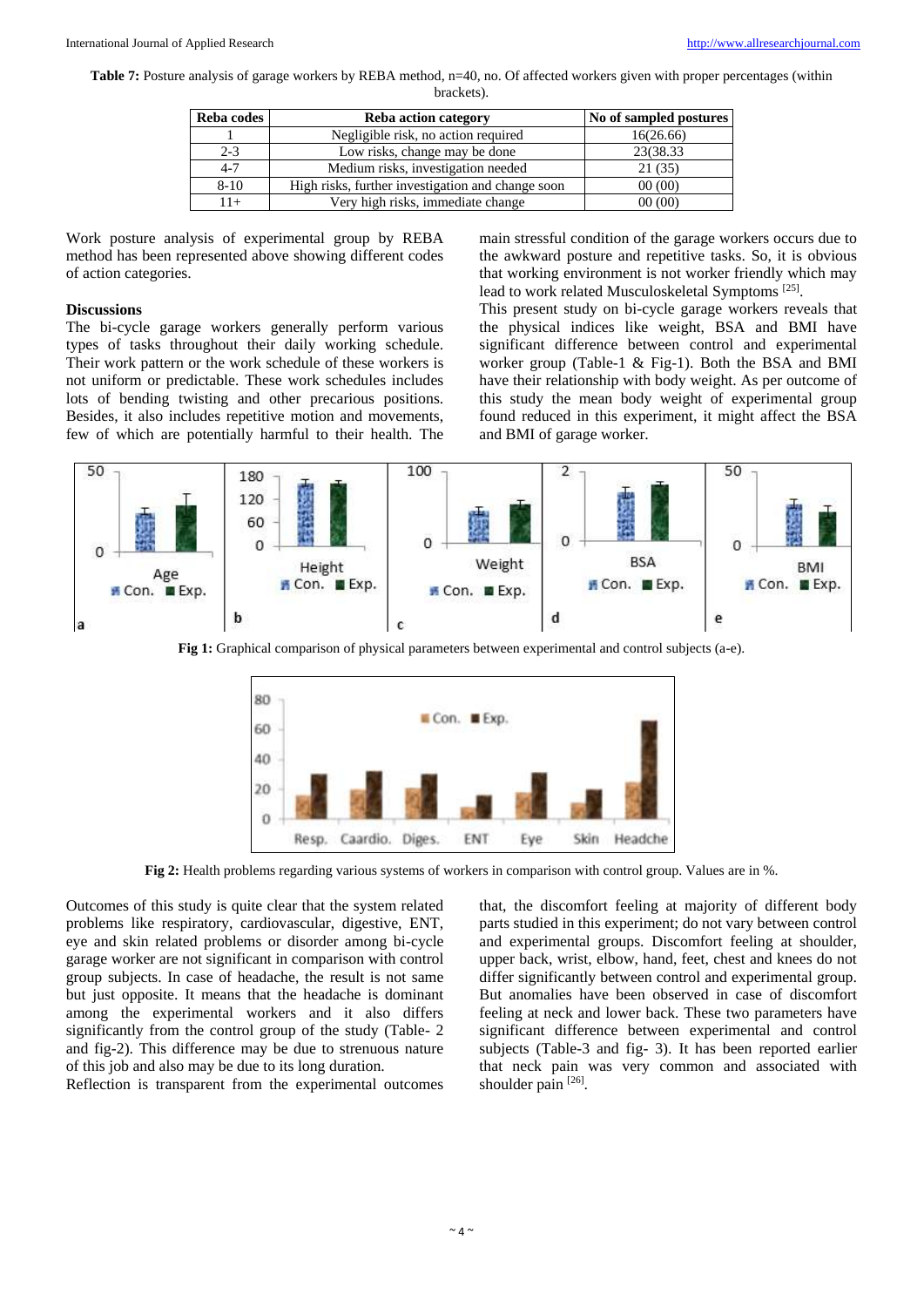**Table 7:** Posture analysis of garage workers by REBA method, n=40, no. Of affected workers given with proper percentages (within brackets).

| Reba codes | Reba action category | No of sampled postures |
|---|---|---|
| 1 | Negligible risk, no action required | 16(26.66) |
| 2-3 | Low risks, change may be done | 23(38.33 |
| 4-7 | Medium risks, investigation needed | 21 (35) |
| 8-10 | High risks, further investigation and change soon | 00 (00) |
| 11+ | Very high risks, immediate change | 00 (00) |

Work posture analysis of experimental group by REBA method has been represented above showing different codes of action categories.

### Discussions

The bi-cycle garage workers generally perform various types of tasks throughout their daily working schedule. Their work pattern or the work schedule of these workers is not uniform or predictable. These work schedules includes lots of bending twisting and other precarious positions. Besides, it also includes repetitive motion and movements, few of which are potentially harmful to their health. The main stressful condition of the garage workers occurs due to the awkward posture and repetitive tasks. So, it is obvious that working environment is not worker friendly which may lead to work related Musculoskeletal Symptoms [25].

This present study on bi-cycle garage workers reveals that the physical indices like weight, BSA and BMI have significant difference between control and experimental worker group (Table-1 & Fig-1). Both the BSA and BMI have their relationship with body weight. As per outcome of this study the mean body weight of experimental group found reduced in this experiment, it might affect the BSA and BMI of garage worker.

**Fig 1:** Graphical comparison of physical parameters between experimental and control subjects (a-e).

**Fig 2:** Health problems regarding various systems of workers in comparison with control group. Values are in %.

Outcomes of this study is quite clear that the system related problems like respiratory, cardiovascular, digestive, ENT, eye and skin related problems or disorder among bi-cycle garage worker are not significant in comparison with control group subjects. In case of headache, the result is not same but just opposite. It means that the headache is dominant among the experimental workers and it also differs significantly from the control group of the study (Table- 2 and fig-2). This difference may be due to strenuous nature of this job and also may be due to its long duration.

Reflection is transparent from the experimental outcomes that, the discomfort feeling at majority of different body parts studied in this experiment; do not vary between control and experimental groups. Discomfort feeling at shoulder, upper back, wrist, elbow, hand, feet, chest and knees do not differ significantly between control and experimental group. But anomalies have been observed in case of discomfort feeling at neck and lower back. These two parameters have significant difference between experimental and control subjects (Table-3 and fig- 3). It has been reported earlier that neck pain was very common and associated with shoulder pain [26].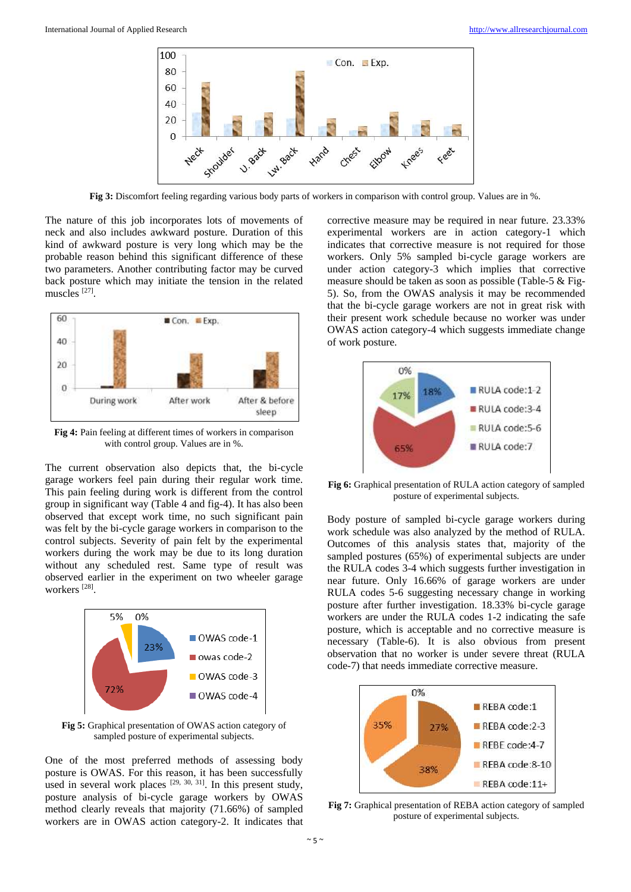Fig 3: Discomfort feeling regarding various body parts of workers in comparison with control group. Values are in %.

The nature of this job incorporates lots of movements of neck and also includes awkward posture. Duration of this kind of awkward posture is very long which may be the probable reason behind this significant difference of these two parameters. Another contributing factor may be curved back posture which may initiate the tension in the related muscles [27].

**Fig 4:** Pain feeling at different times of workers in comparison with control group. Values are in %.

The current observation also depicts that, the bi-cycle garage workers feel pain during their regular work time. This pain feeling during work is different from the control group in significant way (Table 4 and fig-4). It has also been observed that except work time, no such significant pain was felt by the bi-cycle garage workers in comparison to the control subjects. Severity of pain felt by the experimental workers during the work may be due to its long duration without any scheduled rest. Same type of result was observed earlier in the experiment on two wheeler garage workers [28].

**Fig 5:** Graphical presentation of OWAS action category of sampled posture of experimental subjects.

One of the most preferred methods of assessing body posture is OWAS. For this reason, it has been successfully used in several work places [29, 30, 31]. In this present study, posture analysis of bi-cycle garage workers by OWAS method clearly reveals that majority (71.66%) of sampled workers are in OWAS action category-2. It indicates that corrective measure may be required in near future. 23.33% experimental workers are in action category-1 which indicates that corrective measure is not required for those workers. Only 5% sampled bi-cycle garage workers are under action category-3 which implies that corrective measure should be taken as soon as possible (Table-5 & Fig-5). So, from the OWAS analysis it may be recommended that the bi-cycle garage workers are not in great risk with their present work schedule because no worker was under OWAS action category-4 which suggests immediate change of work posture.

**Fig 6:** Graphical presentation of RULA action category of sampled posture of experimental subjects.

Body posture of sampled bi-cycle garage workers during work schedule was also analyzed by the method of RULA. Outcomes of this analysis states that, majority of the sampled postures (65%) of experimental subjects are under the RULA codes 3-4 which suggests further investigation in near future. Only 16.66% of garage workers are under RULA codes 5-6 suggesting necessary change in working posture after further investigation. 18.33% bi-cycle garage workers are under the RULA codes 1-2 indicating the safe posture, which is acceptable and no corrective measure is necessary (Table-6). It is also obvious from present observation that no worker is under severe threat (RULA code-7) that needs immediate corrective measure.

**Fig 7:** Graphical presentation of REBA action category of sampled posture of experimental subjects.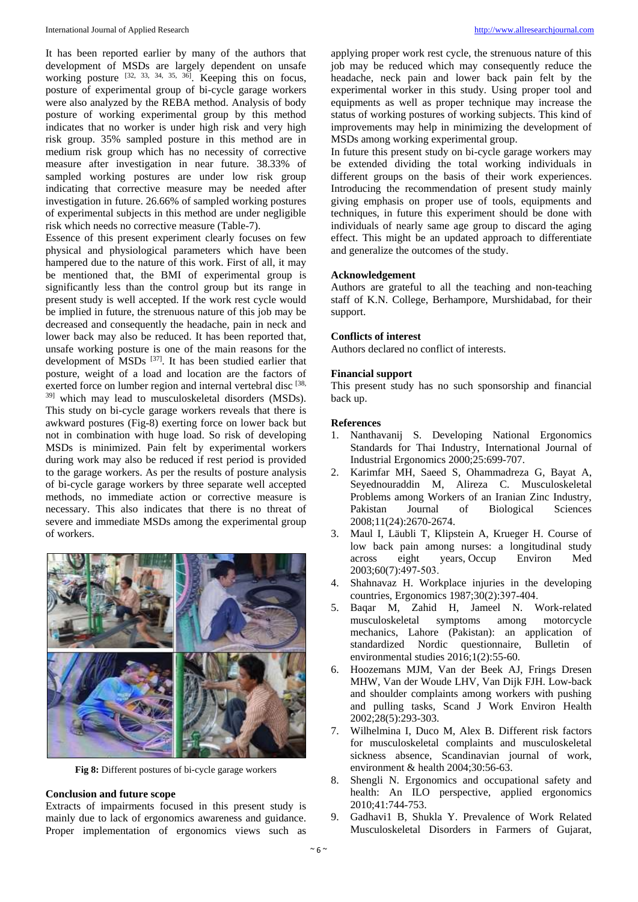It has been reported earlier by many of the authors that development of MSDs are largely dependent on unsafe working posture [32, 33, 34, 35, 36]. Keeping this on focus, posture of experimental group of bi-cycle garage workers were also analyzed by the REBA method. Analysis of body posture of working experimental group by this method indicates that no worker is under high risk and very high risk group. 35% sampled posture in this method are in medium risk group which has no necessity of corrective measure after investigation in near future. 38.33% of sampled working postures are under low risk group indicating that corrective measure may be needed after investigation in future. 26.66% of sampled working postures of experimental subjects in this method are under negligible risk which needs no corrective measure (Table-7).

Essence of this present experiment clearly focuses on few physical and physiological parameters which have been hampered due to the nature of this work. First of all, it may be mentioned that, the BMI of experimental group is significantly less than the control group but its range in present study is well accepted. If the work rest cycle would be implied in future, the strenuous nature of this job may be decreased and consequently the headache, pain in neck and lower back may also be reduced. It has been reported that, unsafe working posture is one of the main reasons for the development of MSDs [37]. It has been studied earlier that posture, weight of a load and location are the factors of exerted force on lumber region and internal vertebral disc [38, 39] which may lead to musculoskeletal disorders (MSDs). This study on bi-cycle garage workers reveals that there is awkward postures (Fig-8) exerting force on lower back but not in combination with huge load. So risk of developing MSDs is minimized. Pain felt by experimental workers during work may also be reduced if rest period is provided to the garage workers. As per the results of posture analysis of bi-cycle garage workers by three separate well accepted methods, no immediate action or corrective measure is necessary. This also indicates that there is no threat of severe and immediate MSDs among the experimental group of workers.

**Fig 8:** Different postures of bi-cycle garage workers

## Conclusion and future scope

Extracts of impairments focused in this present study is mainly due to lack of ergonomics awareness and guidance. Proper implementation of ergonomics views such as applying proper work rest cycle, the strenuous nature of this job may be reduced which may consequently reduce the headache, neck pain and lower back pain felt by the experimental worker in this study. Using proper tool and equipments as well as proper technique may increase the status of working postures of working subjects. This kind of improvements may help in minimizing the development of MSDs among working experimental group.

In future this present study on bi-cycle garage workers may be extended dividing the total working individuals in different groups on the basis of their work experiences. Introducing the recommendation of present study mainly giving emphasis on proper use of tools, equipments and techniques, in future this experiment should be done with individuals of nearly same age group to discard the aging effect. This might be an updated approach to differentiate and generalize the outcomes of the study.

## Acknowledgement

Authors are grateful to all the teaching and non-teaching staff of K.N. College, Berhampore, Murshidabad, for their support.

## Conflicts of interest

Authors declared no conflict of interests.

## Financial support

This present study has no such sponsorship and financial back up.

## References

1. Nanthavanij S. Developing National Ergonomics Standards for Thai Industry, International Journal of Industrial Ergonomics 2000;25:699-707.
2. Karimfar MH, Saeed S, Ohammadreza G, Bayat A, Seyednouraddin M, Alireza C. Musculoskeletal Problems among Workers of an Iranian Zinc Industry, Pakistan Journal of Biological Sciences 2008;11(24):2670-2674.
3. Maul I, Läubli T, Klipstein A, Krueger H. Course of low back pain among nurses: a longitudinal study across eight years, Occup Environ Med 2003;60(7):497-503.
4. Shahnavaz H. Workplace injuries in the developing countries, Ergonomics 1987;30(2):397-404.
5. Baqar M, Zahid H, Jameel N. Work-related musculoskeletal symptoms among motorcycle mechanics, Lahore (Pakistan): an application of standardized Nordic questionnaire, Bulletin of environmental studies 2016;1(2):55-60.
6. Hoozemans MJM, Van der Beek AJ, Frings Dresen MHW, Van der Woude LHV, Van Dijk FJH. Low-back and shoulder complaints among workers with pushing and pulling tasks, Scand J Work Environ Health 2002;28(5):293-303.
7. Wilhelmina I, Duco M, Alex B. Different risk factors for musculoskeletal complaints and musculoskeletal sickness absence, Scandinavian journal of work, environment & health 2004;30:56-63.
8. Shengli N. Ergonomics and occupational safety and health: An ILO perspective, applied ergonomics 2010;41:744-753.
9. Gadhavi1 B, Shukla Y. Prevalence of Work Related Musculoskeletal Disorders in Farmers of Gujarat,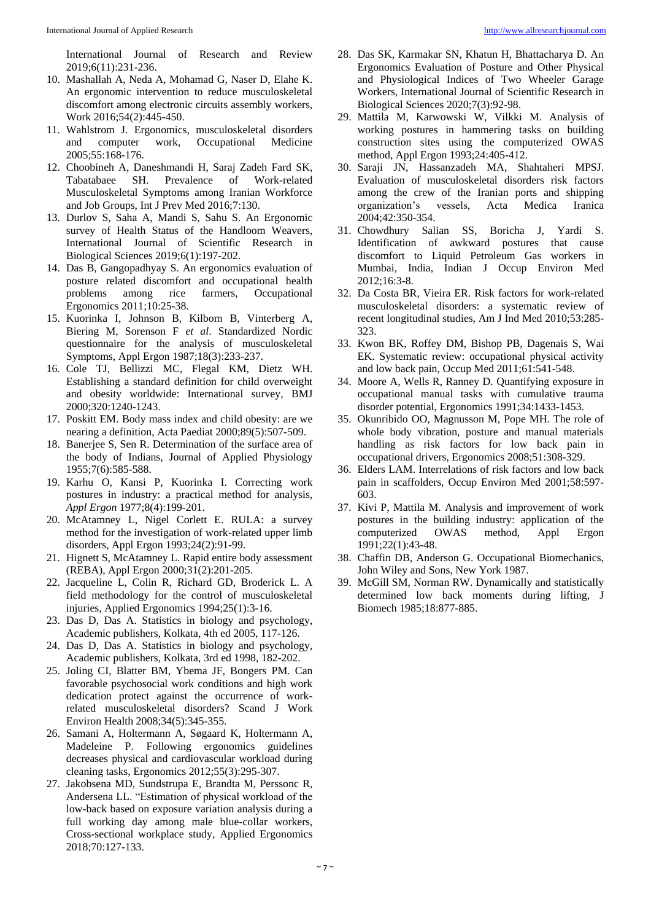International Journal of Research and Review 2019;6(11):231-236.

10. Mashallah A, Neda A, Mohamad G, Naser D, Elahe K. An ergonomic intervention to reduce musculoskeletal discomfort among electronic circuits assembly workers, Work 2016;54(2):445-450.
11. Wahlstrom J. Ergonomics, musculoskeletal disorders and computer work, Occupational Medicine 2005;55:168-176.
12. Choobineh A, Daneshmandi H, Saraj Zadeh Fard SK, Tabatabaee SH. Prevalence of Work-related Musculoskeletal Symptoms among Iranian Workforce and Job Groups, Int J Prev Med 2016;7:130.
13. Durlov S, Saha A, Mandi S, Sahu S. An Ergonomic survey of Health Status of the Handloom Weavers, International Journal of Scientific Research in Biological Sciences 2019;6(1):197-202.
14. Das B, Gangopadhyay S. An ergonomics evaluation of posture related discomfort and occupational health problems among rice farmers, Occupational Ergonomics 2011;10:25-38.
15. Kuorinka I, Johnson B, Kilbom B, Vinterberg A, Biering M, Sorenson F *et al*. Standardized Nordic questionnaire for the analysis of musculoskeletal Symptoms, Appl Ergon 1987;18(3):233-237.
16. Cole TJ, Bellizzi MC, Flegal KM, Dietz WH. Establishing a standard definition for child overweight and obesity worldwide: International survey, BMJ 2000;320:1240-1243.
17. Poskitt EM. Body mass index and child obesity: are we nearing a definition, Acta Paediat 2000;89(5):507-509.
18. Banerjee S, Sen R. Determination of the surface area of the body of Indians, Journal of Applied Physiology 1955;7(6):585-588.
19. Karhu O, Kansi P, Kuorinka I. Correcting work postures in industry: a practical method for analysis, *Appl Ergon* 1977;8(4):199-201.
20. McAtamney L, Nigel Corlett E. RULA: a survey method for the investigation of work-related upper limb disorders, Appl Ergon 1993;24(2):91-99.
21. Hignett S, McAtamney L. Rapid entire body assessment (REBA), Appl Ergon 2000;31(2):201-205.
22. Jacqueline L, Colin R, Richard GD, Broderick L. A field methodology for the control of musculoskeletal injuries, Applied Ergonomics 1994;25(1):3-16.
23. Das D, Das A. Statistics in biology and psychology, Academic publishers, Kolkata, 4th ed 2005, 117-126.
24. Das D, Das A. Statistics in biology and psychology, Academic publishers, Kolkata, 3rd ed 1998, 182-202.
25. Joling CI, Blatter BM, Ybema JF, Bongers PM. Can favorable psychosocial work conditions and high work dedication protect against the occurrence of work-related musculoskeletal disorders? Scand J Work Environ Health 2008;34(5):345-355.
26. Samani A, Holtermann A, Søgaard K, Holtermann A, Madeleine P. Following ergonomics guidelines decreases physical and cardiovascular workload during cleaning tasks, Ergonomics 2012;55(3):295-307.
27. Jakobsena MD, Sundstrupa E, Brandta M, Perssonc R, Andersena LL. "Estimation of physical workload of the low-back based on exposure variation analysis during a full working day among male blue-collar workers, Cross-sectional workplace study, Applied Ergonomics 2018;70:127-133.
28. Das SK, Karmakar SN, Khatun H, Bhattacharya D. An Ergonomics Evaluation of Posture and Other Physical and Physiological Indices of Two Wheeler Garage Workers, International Journal of Scientific Research in Biological Sciences 2020;7(3):92-98.
29. Mattila M, Karwowski W, Vilkki M. Analysis of working postures in hammering tasks on building construction sites using the computerized OWAS method, Appl Ergon 1993;24:405-412.
30. Saraji JN, Hassanzadeh MA, Shahtaheri MPSJ. Evaluation of musculoskeletal disorders risk factors among the crew of the Iranian ports and shipping organization's vessels, Acta Medica Iranica 2004;42:350-354.
31. Chowdhury Salian SS, Boricha J, Yardi S. Identification of awkward postures that cause discomfort to Liquid Petroleum Gas workers in Mumbai, India, Indian J Occup Environ Med 2012;16:3-8.
32. Da Costa BR, Vieira ER. Risk factors for work-related musculoskeletal disorders: a systematic review of recent longitudinal studies, Am J Ind Med 2010;53:285-323.
33. Kwon BK, Roffey DM, Bishop PB, Dagenais S, Wai EK. Systematic review: occupational physical activity and low back pain, Occup Med 2011;61:541-548.
34. Moore A, Wells R, Ranney D. Quantifying exposure in occupational manual tasks with cumulative trauma disorder potential, Ergonomics 1991;34:1433-1453.
35. Okunribido OO, Magnusson M, Pope MH. The role of whole body vibration, posture and manual materials handling as risk factors for low back pain in occupational drivers, Ergonomics 2008;51:308-329.
36. Elders LAM. Interrelations of risk factors and low back pain in scaffolders, Occup Environ Med 2001;58:597-603.
37. Kivi P, Mattila M. Analysis and improvement of work postures in the building industry: application of the computerized OWAS method, Appl Ergon 1991;22(1):43-48.
38. Chaffin DB, Anderson G. Occupational Biomechanics, John Wiley and Sons, New York 1987.
39. McGill SM, Norman RW. Dynamically and statistically determined low back moments during lifting, J Biomech 1985;18:877-885.